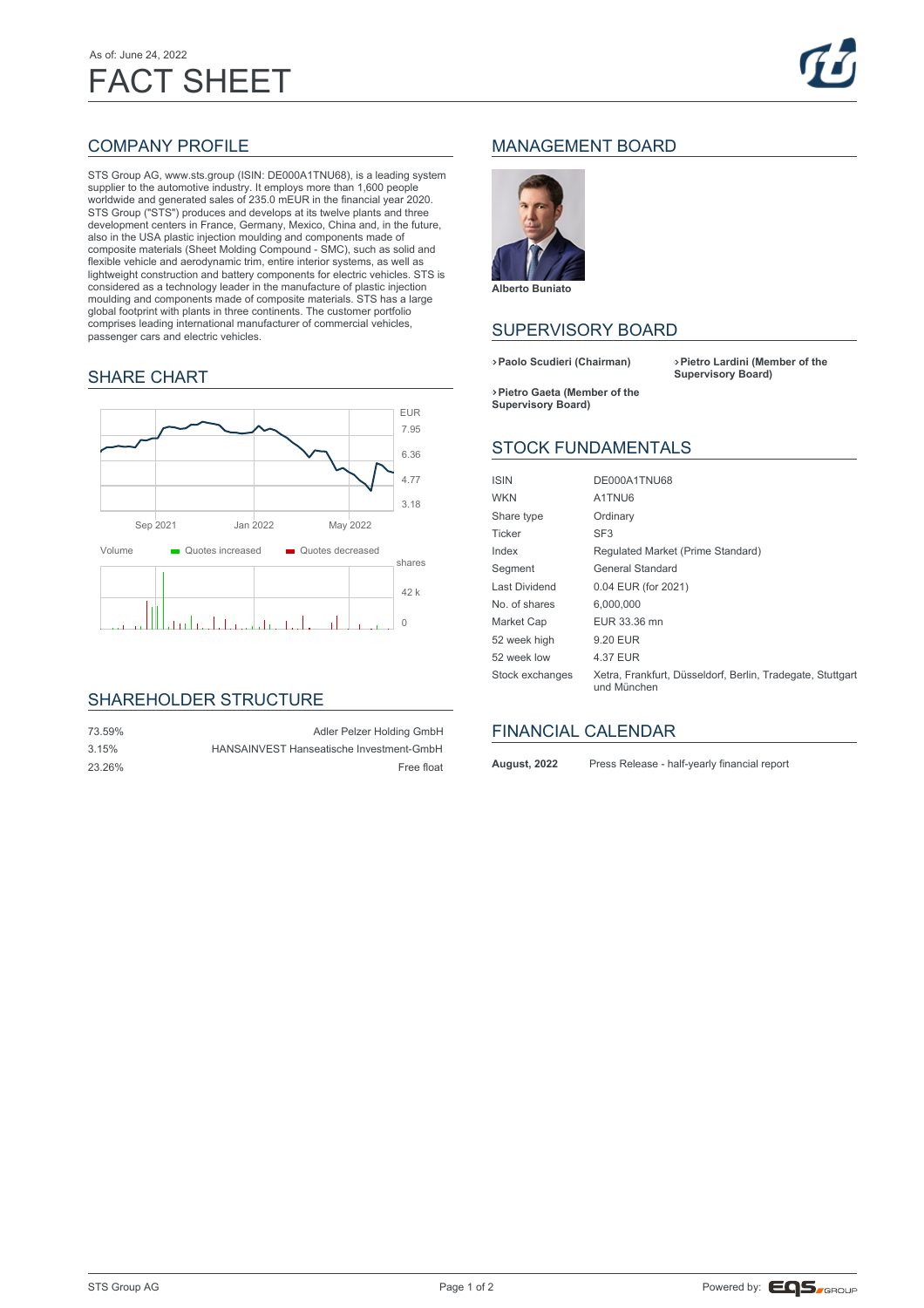As of: June 24, 2022

# FACT SHEET

## COMPANY PROFILE

STS Group AG, www.sts.group (ISIN: DE000A1TNU68), is a leading system supplier to the automotive industry. It employs more than 1,600 people worldwide and generated sales of 235.0 mEUR in the financial year 2020. STS Group ("STS") produces and develops at its twelve plants and three development centers in France, Germany, Mexico, China and, in the future, also in the USA plastic injection moulding and components made of composite materials (Sheet Molding Compound - SMC), such as solid and flexible vehicle and aerodynamic trim, entire interior systems, as well as lightweight construction and battery components for electric vehicles. STS is considered as a technology leader in the manufacture of plastic injection moulding and components made of composite materials. STS has a large global footprint with plants in three continents. The customer portfolio comprises leading international manufacturer of commercial vehicles, passenger cars and electric vehicles.

## SHARE CHART

EUR
7.95
6.36
4.77
3.18
Sep 2021
Jan 2022
May 2022

Volume
Quotes increased
Quotes decreased
shares
42 k
0

## SHAREHOLDER STRUCTURE

| | |
|---|---|
| 73.59% | Adler Pelzer Holding GmbH |
| 3.15% | HANSAINVEST Hanseatische Investment-GmbH |
| 23.26% | Free float |

## MANAGEMENT BOARD

**Alberto Buniato**

## SUPERVISORY BOARD

- **Paolo Scudieri (Chairman)**
- **Pietro Lardini (Member of the Supervisory Board)**
- **Pietro Gaeta (Member of the Supervisory Board)**

## STOCK FUNDAMENTALS

| | |
|---|---|
| ISIN | DE000A1TNU68 |
| WKN | A1TNU6 |
| Share type | Ordinary |
| Ticker | SF3 |
| Index | Regulated Market (Prime Standard) |
| Segment | General Standard |
| Last Dividend | 0.04 EUR (for 2021) |
| No. of shares | 6,000,000 |
| Market Cap | EUR 33.36 mn |
| 52 week high | 9.20 EUR |
| 52 week low | 4.37 EUR |
| Stock exchanges | Xetra, Frankfurt, Düsseldorf, Berlin, Tradegate, Stuttgart und München |

## FINANCIAL CALENDAR

| | |
|---|---|
| **August, 2022** | Press Release - half-yearly financial report |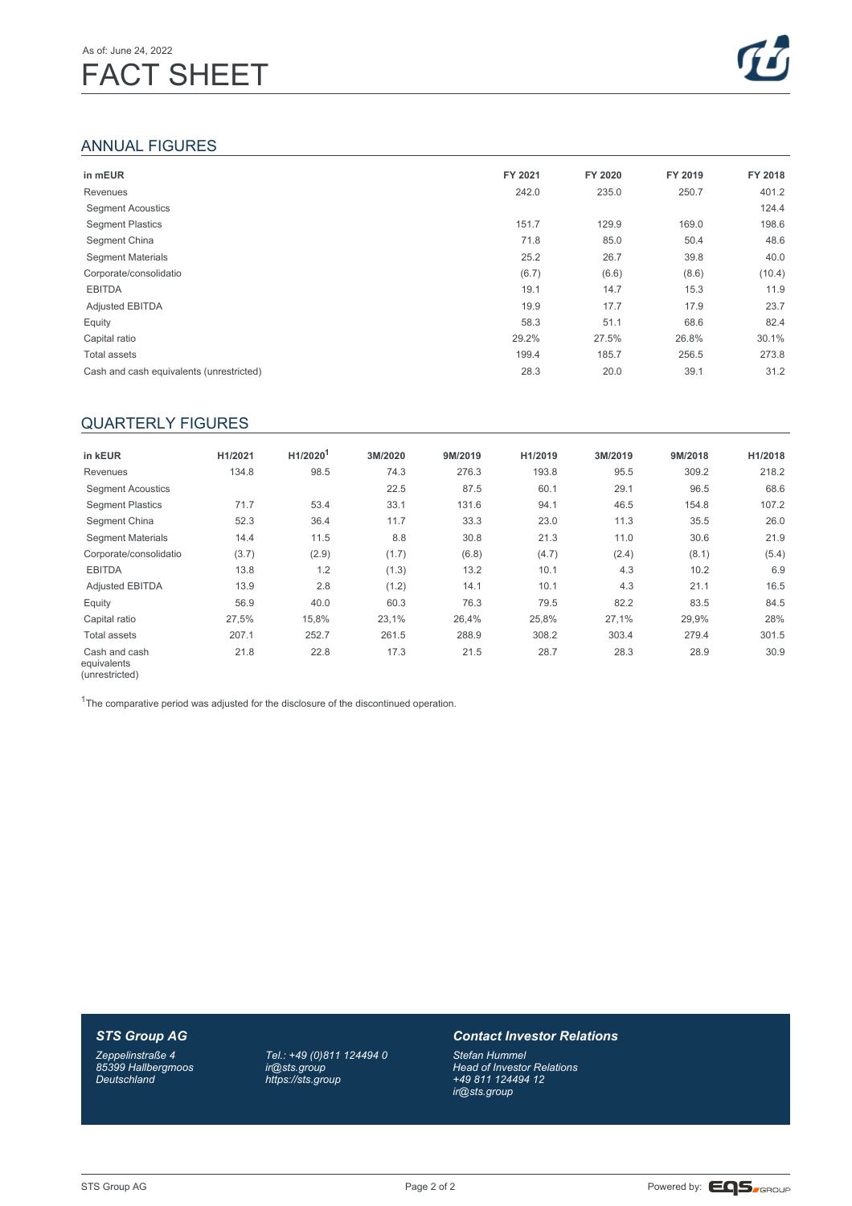As of: June 24, 2022

# FACT SHEET

## ANNUAL FIGURES

| in mEUR | FY 2021 | FY 2020 | FY 2019 | FY 2018 |
|---|---|---|---|---|
| Revenues | 242.0 | 235.0 | 250.7 | 401.2 |
| Segment Acoustics | | | | 124.4 |
| Segment Plastics | 151.7 | 129.9 | 169.0 | 198.6 |
| Segment China | 71.8 | 85.0 | 50.4 | 48.6 |
| Segment Materials | 25.2 | 26.7 | 39.8 | 40.0 |
| Corporate/consolidatio | (6.7) | (6.6) | (8.6) | (10.4) |
| EBITDA | 19.1 | 14.7 | 15.3 | 11.9 |
| Adjusted EBITDA | 19.9 | 17.7 | 17.9 | 23.7 |
| Equity | 58.3 | 51.1 | 68.6 | 82.4 |
| Capital ratio | 29.2% | 27.5% | 26.8% | 30.1% |
| Total assets | 199.4 | 185.7 | 256.5 | 273.8 |
| Cash and cash equivalents (unrestricted) | 28.3 | 20.0 | 39.1 | 31.2 |

## QUARTERLY FIGURES

| in kEUR | H1/2021 | H1/2020[1] | 3M/2020 | 9M/2019 | H1/2019 | 3M/2019 | 9M/2018 | H1/2018 |
|---|---|---|---|---|---|---|---|---|
| Revenues | 134.8 | 98.5 | 74.3 | 276.3 | 193.8 | 95.5 | 309.2 | 218.2 |
| Segment Acoustics | | | 22.5 | 87.5 | 60.1 | 29.1 | 96.5 | 68.6 |
| Segment Plastics | 71.7 | 53.4 | 33.1 | 131.6 | 94.1 | 46.5 | 154.8 | 107.2 |
| Segment China | 52.3 | 36.4 | 11.7 | 33.3 | 23.0 | 11.3 | 35.5 | 26.0 |
| Segment Materials | 14.4 | 11.5 | 8.8 | 30.8 | 21.3 | 11.0 | 30.6 | 21.9 |
| Corporate/consolidatio | (3.7) | (2.9) | (1.7) | (6.8) | (4.7) | (2.4) | (8.1) | (5.4) |
| EBITDA | 13.8 | 1.2 | (1.3) | 13.2 | 10.1 | 4.3 | 10.2 | 6.9 |
| Adjusted EBITDA | 13.9 | 2.8 | (1.2) | 14.1 | 10.1 | 4.3 | 21.1 | 16.5 |
| Equity | 56.9 | 40.0 | 60.3 | 76.3 | 79.5 | 82.2 | 83.5 | 84.5 |
| Capital ratio | 27,5% | 15,8% | 23,1% | 26,4% | 25,8% | 27,1% | 29,9% | 28% |
| Total assets | 207.1 | 252.7 | 261.5 | 288.9 | 308.2 | 303.4 | 279.4 | 301.5 |
| Cash and cash equivalents (unrestricted) | 21.8 | 22.8 | 17.3 | 21.5 | 28.7 | 28.3 | 28.9 | 30.9 |

[1]The comparative period was adjusted for the disclosure of the discontinued operation.

### *STS Group AG*

*Zeppelinstraße 4*
*85399 Hallbergmoos*
*Deutschland*

*Tel.: +49 (0)811 124494 0*
*ir@sts.group*
*https://sts.group*

### *Contact Investor Relations*

*Stefan Hummel*
*Head of Investor Relations*
*+49 811 124494 12*
*ir@sts.group*